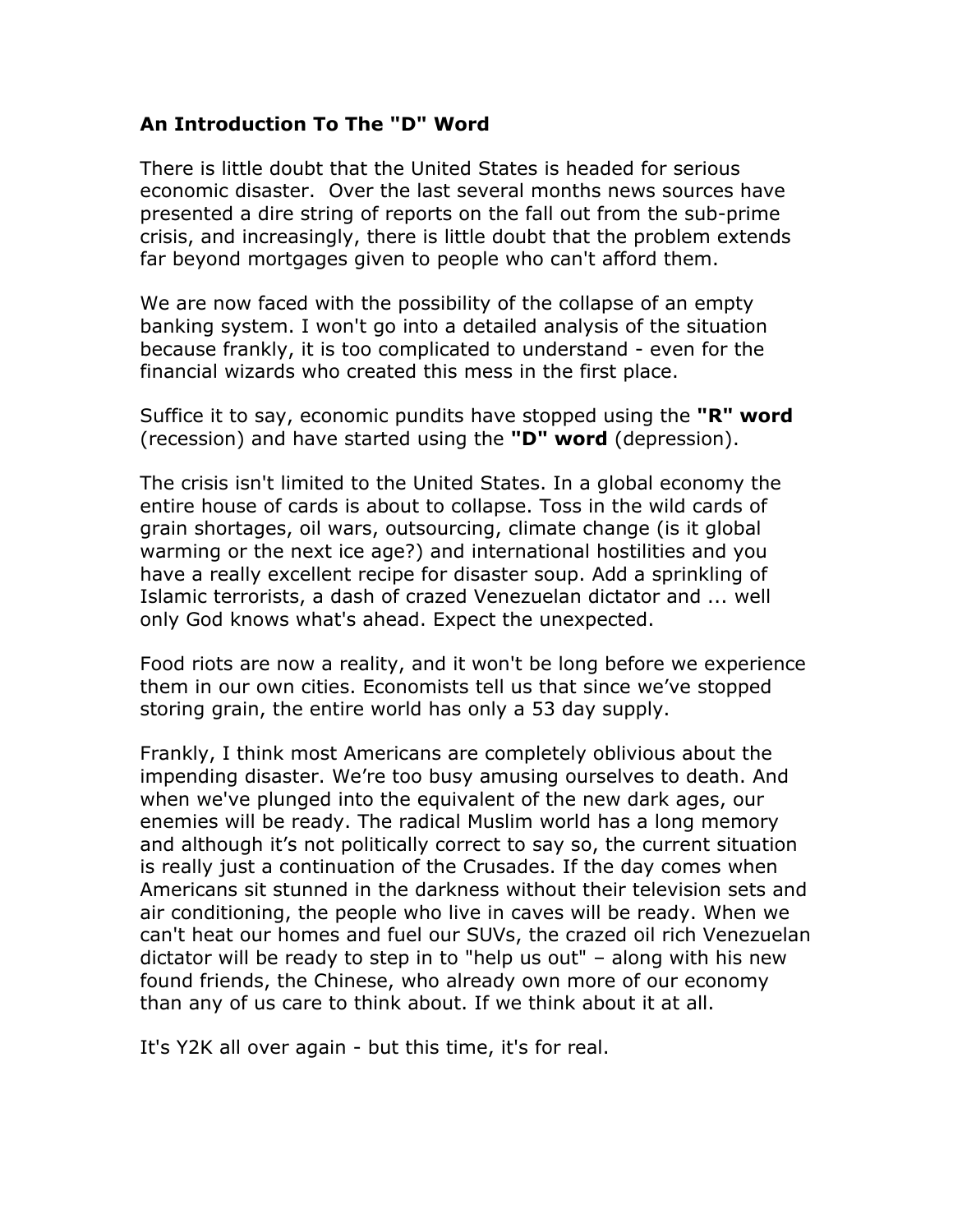**An Introduction To The "D" Word**

There is little doubt that the United States is headed for serious economic disaster. Over the last several months news sources have presented a dire string of reports on the fall out from the sub-prime crisis, and increasingly, there is little doubt that the problem extends far beyond mortgages given to people who can't afford them.

We are now faced with the possibility of the collapse of an empty banking system. I won't go into a detailed analysis of the situation because frankly, it is too complicated to understand - even for the financial wizards who created this mess in the first place.

Suffice it to say, economic pundits have stopped using the **"R" word** (recession) and have started using the **"D" word** (depression).

The crisis isn't limited to the United States. In a global economy the entire house of cards is about to collapse. Toss in the wild cards of grain shortages, oil wars, outsourcing, climate change (is it global warming or the next ice age?) and international hostilities and you have a really excellent recipe for disaster soup. Add a sprinkling of Islamic terrorists, a dash of crazed Venezuelan dictator and ... well only God knows what's ahead. Expect the unexpected.

Food riots are now a reality, and it won't be long before we experience them in our own cities. Economists tell us that since we've stopped storing grain, the entire world has only a 53 day supply.

Frankly, I think most Americans are completely oblivious about the impending disaster. We're too busy amusing ourselves to death. And when we've plunged into the equivalent of the new dark ages, our enemies will be ready. The radical Muslim world has a long memory and although it's not politically correct to say so, the current situation is really just a continuation of the Crusades. If the day comes when Americans sit stunned in the darkness without their television sets and air conditioning, the people who live in caves will be ready. When we can't heat our homes and fuel our SUVs, the crazed oil rich Venezuelan dictator will be ready to step in to "help us out" – along with his new found friends, the Chinese, who already own more of our economy than any of us care to think about. If we think about it at all.

It's Y2K all over again - but this time, it's for real.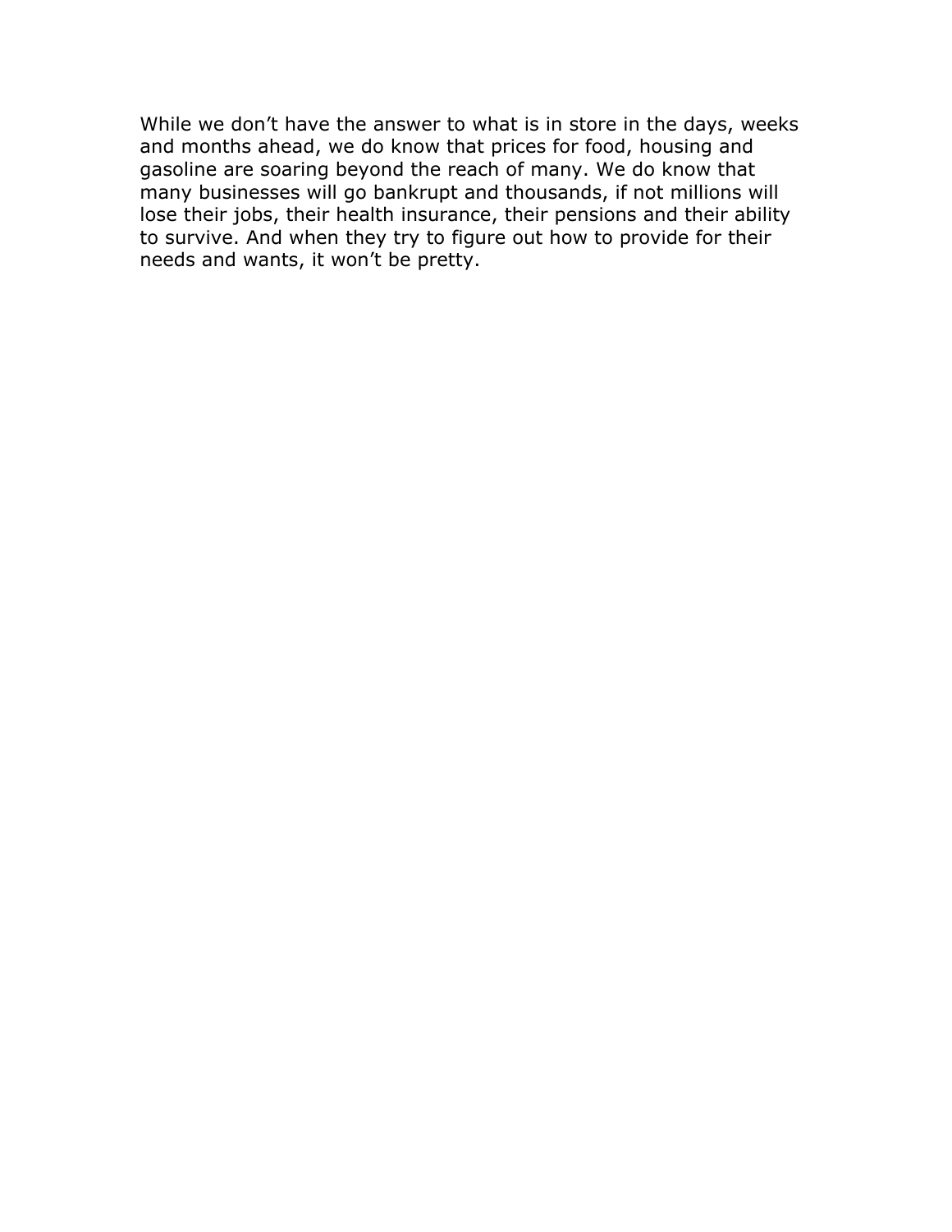While we don’t have the answer to what is in store in the days, weeks and months ahead, we do know that prices for food, housing and gasoline are soaring beyond the reach of many. We do know that many businesses will go bankrupt and thousands, if not millions will lose their jobs, their health insurance, their pensions and their ability to survive. And when they try to figure out how to provide for their needs and wants, it won’t be pretty.